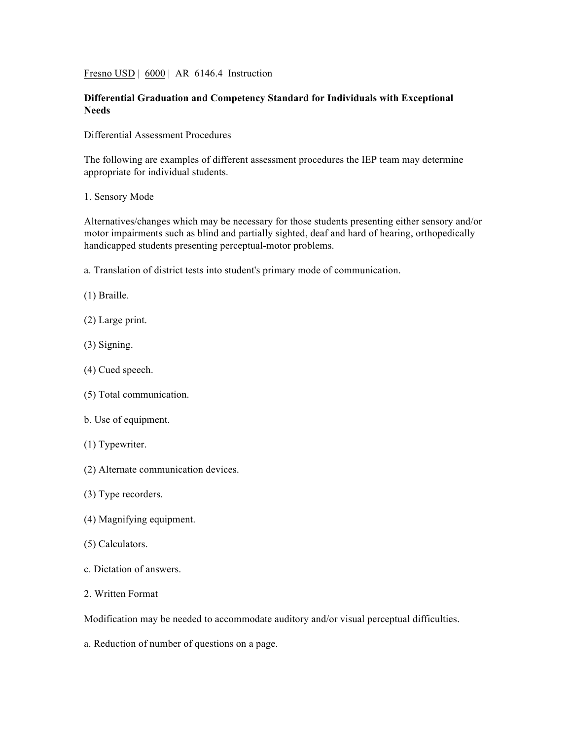Fresno USD | 6000 | AR 6146.4 Instruction

# Differential Graduation and Competency Standard for Individuals with Exceptional Needs

Differential Assessment Procedures

The following are examples of different assessment procedures the IEP team may determine appropriate for individual students.

1. Sensory Mode

Alternatives/changes which may be necessary for those students presenting either sensory and/or motor impairments such as blind and partially sighted, deaf and hard of hearing, orthopedically handicapped students presenting perceptual-motor problems.

a. Translation of district tests into student's primary mode of communication.

(1) Braille.

(2) Large print.

(3) Signing.

(4) Cued speech.

(5) Total communication.

b. Use of equipment.

(1) Typewriter.

(2) Alternate communication devices.

(3) Type recorders.

(4) Magnifying equipment.

(5) Calculators.

c. Dictation of answers.

2. Written Format

Modification may be needed to accommodate auditory and/or visual perceptual difficulties.

a. Reduction of number of questions on a page.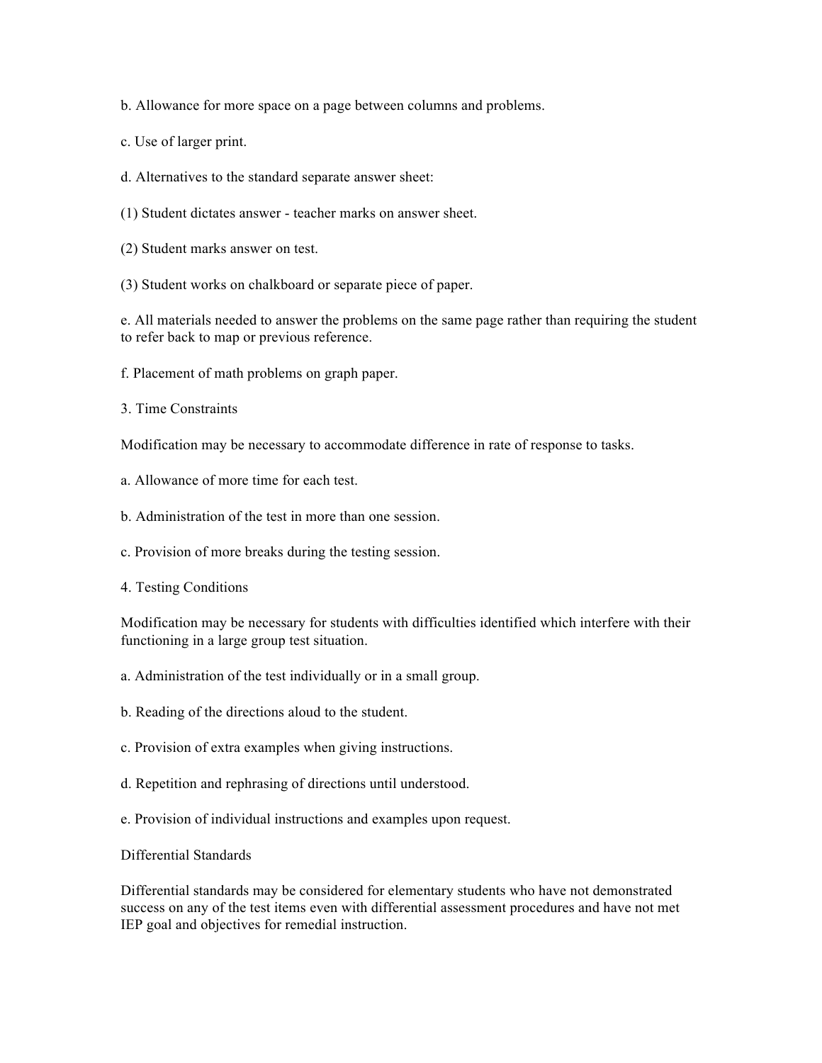b. Allowance for more space on a page between columns and problems.

c. Use of larger print.

d. Alternatives to the standard separate answer sheet:

(1) Student dictates answer - teacher marks on answer sheet.

(2) Student marks answer on test.

(3) Student works on chalkboard or separate piece of paper.

e. All materials needed to answer the problems on the same page rather than requiring the student to refer back to map or previous reference.

f. Placement of math problems on graph paper.

3. Time Constraints

Modification may be necessary to accommodate difference in rate of response to tasks.

a. Allowance of more time for each test.

b. Administration of the test in more than one session.

c. Provision of more breaks during the testing session.

4. Testing Conditions

Modification may be necessary for students with difficulties identified which interfere with their functioning in a large group test situation.

a. Administration of the test individually or in a small group.

b. Reading of the directions aloud to the student.

c. Provision of extra examples when giving instructions.

d. Repetition and rephrasing of directions until understood.

e. Provision of individual instructions and examples upon request.

Differential Standards

Differential standards may be considered for elementary students who have not demonstrated success on any of the test items even with differential assessment procedures and have not met IEP goal and objectives for remedial instruction.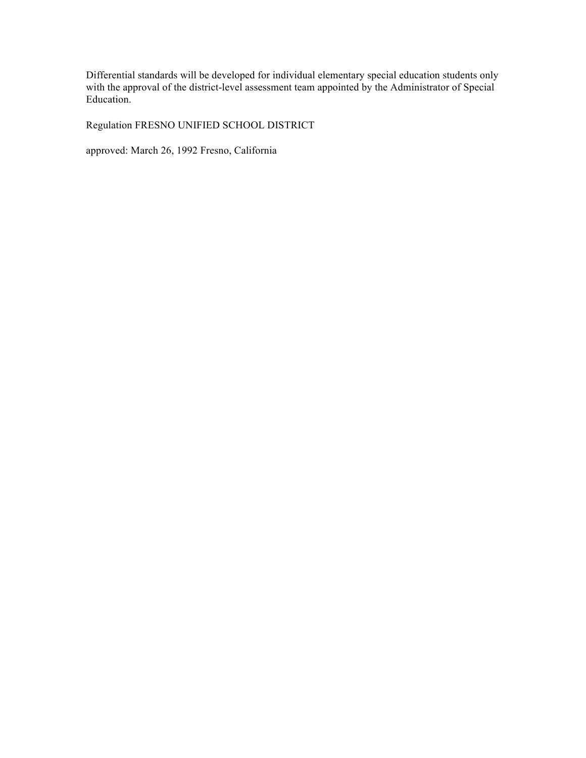Differential standards will be developed for individual elementary special education students only with the approval of the district-level assessment team appointed by the Administrator of Special Education.

Regulation FRESNO UNIFIED SCHOOL DISTRICT

approved: March 26, 1992 Fresno, California